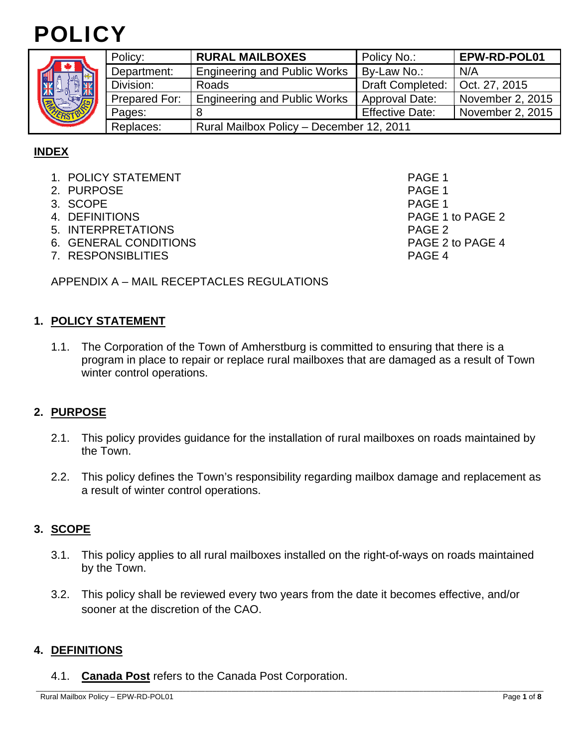# POLICY

| Policy: | **RURAL MAILBOXES** | Policy No.: | **EPW-RD-POL01** |
|---|---|---|---|
| Department: | Engineering and Public Works | By-Law No.: | N/A |
| Division: | Roads | Draft Completed: | Oct. 27, 2015 |
| Prepared For: | Engineering and Public Works | Approval Date: | November 2, 2015 |
| Pages: | 8 | Effective Date: | November 2, 2015 |
| Replaces: | Rural Mailbox Policy – December 12, 2011 | | |

## INDEX

1. POLICY STATEMENT — PAGE 1
2. PURPOSE — PAGE 1
3. SCOPE — PAGE 1
4. DEFINITIONS — PAGE 1 to PAGE 2
5. INTERPRETATIONS — PAGE 2
6. GENERAL CONDITIONS — PAGE 2 to PAGE 4
7. RESPONSIBLITIES — PAGE 4

APPENDIX A – MAIL RECEPTACLES REGULATIONS

## 1. POLICY STATEMENT

1.1. The Corporation of the Town of Amherstburg is committed to ensuring that there is a program in place to repair or replace rural mailboxes that are damaged as a result of Town winter control operations.

## 2. PURPOSE

2.1. This policy provides guidance for the installation of rural mailboxes on roads maintained by the Town.

2.2. This policy defines the Town's responsibility regarding mailbox damage and replacement as a result of winter control operations.

## 3. SCOPE

3.1. This policy applies to all rural mailboxes installed on the right-of-ways on roads maintained by the Town.

3.2. This policy shall be reviewed every two years from the date it becomes effective, and/or sooner at the discretion of the CAO.

## 4. DEFINITIONS

4.1. **Canada Post** refers to the Canada Post Corporation.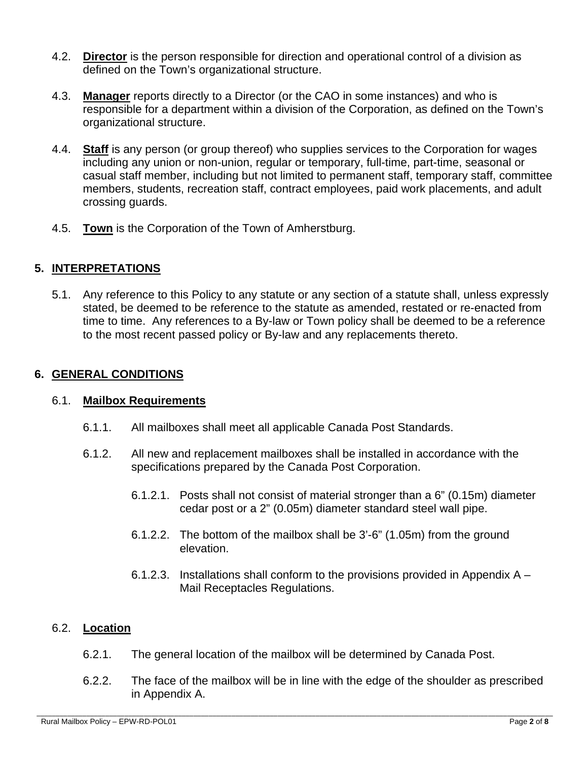4.2. **Director** is the person responsible for direction and operational control of a division as defined on the Town's organizational structure.

4.3. **Manager** reports directly to a Director (or the CAO in some instances) and who is responsible for a department within a division of the Corporation, as defined on the Town's organizational structure.

4.4. **Staff** is any person (or group thereof) who supplies services to the Corporation for wages including any union or non-union, regular or temporary, full-time, part-time, seasonal or casual staff member, including but not limited to permanent staff, temporary staff, committee members, students, recreation staff, contract employees, paid work placements, and adult crossing guards.

4.5. **Town** is the Corporation of the Town of Amherstburg.

## 5. INTERPRETATIONS

5.1. Any reference to this Policy to any statute or any section of a statute shall, unless expressly stated, be deemed to be reference to the statute as amended, restated or re-enacted from time to time. Any references to a By-law or Town policy shall be deemed to be a reference to the most recent passed policy or By-law and any replacements thereto.

## 6. GENERAL CONDITIONS

### 6.1. Mailbox Requirements

6.1.1. All mailboxes shall meet all applicable Canada Post Standards.

6.1.2. All new and replacement mailboxes shall be installed in accordance with the specifications prepared by the Canada Post Corporation.

6.1.2.1. Posts shall not consist of material stronger than a 6" (0.15m) diameter cedar post or a 2" (0.05m) diameter standard steel wall pipe.

6.1.2.2. The bottom of the mailbox shall be 3'-6" (1.05m) from the ground elevation.

6.1.2.3. Installations shall conform to the provisions provided in Appendix A – Mail Receptacles Regulations.

### 6.2. Location

6.2.1. The general location of the mailbox will be determined by Canada Post.

6.2.2. The face of the mailbox will be in line with the edge of the shoulder as prescribed in Appendix A.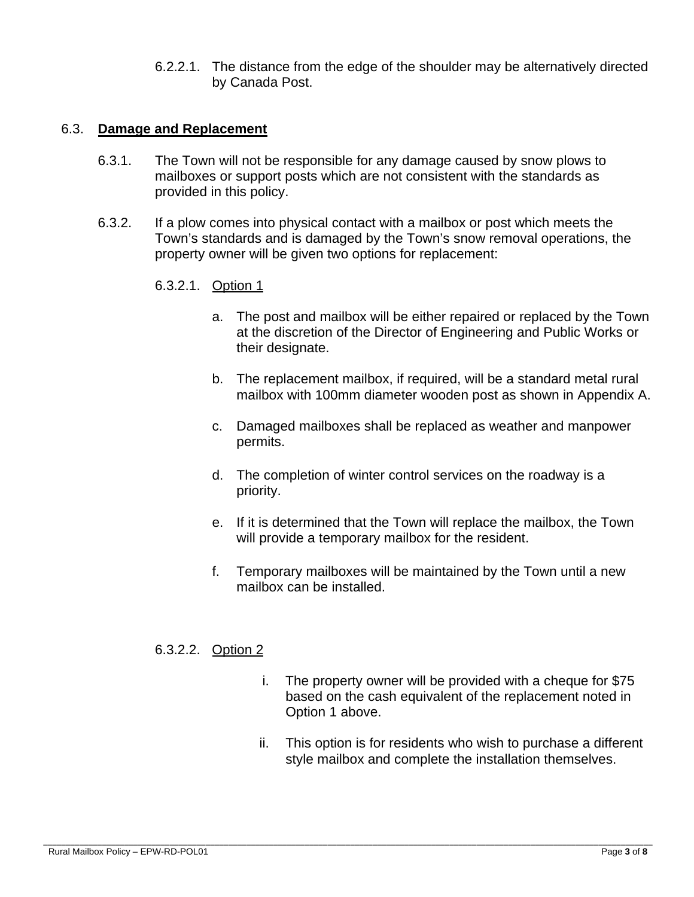6.2.2.1. The distance from the edge of the shoulder may be alternatively directed by Canada Post.

### 6.3. **Damage and Replacement**

6.3.1. The Town will not be responsible for any damage caused by snow plows to mailboxes or support posts which are not consistent with the standards as provided in this policy.

6.3.2. If a plow comes into physical contact with a mailbox or post which meets the Town's standards and is damaged by the Town's snow removal operations, the property owner will be given two options for replacement:

6.3.2.1. Option 1

a. The post and mailbox will be either repaired or replaced by the Town at the discretion of the Director of Engineering and Public Works or their designate.

b. The replacement mailbox, if required, will be a standard metal rural mailbox with 100mm diameter wooden post as shown in Appendix A.

c. Damaged mailboxes shall be replaced as weather and manpower permits.

d. The completion of winter control services on the roadway is a priority.

e. If it is determined that the Town will replace the mailbox, the Town will provide a temporary mailbox for the resident.

f. Temporary mailboxes will be maintained by the Town until a new mailbox can be installed.

6.3.2.2. Option 2

i. The property owner will be provided with a cheque for $75 based on the cash equivalent of the replacement noted in Option 1 above.

ii. This option is for residents who wish to purchase a different style mailbox and complete the installation themselves.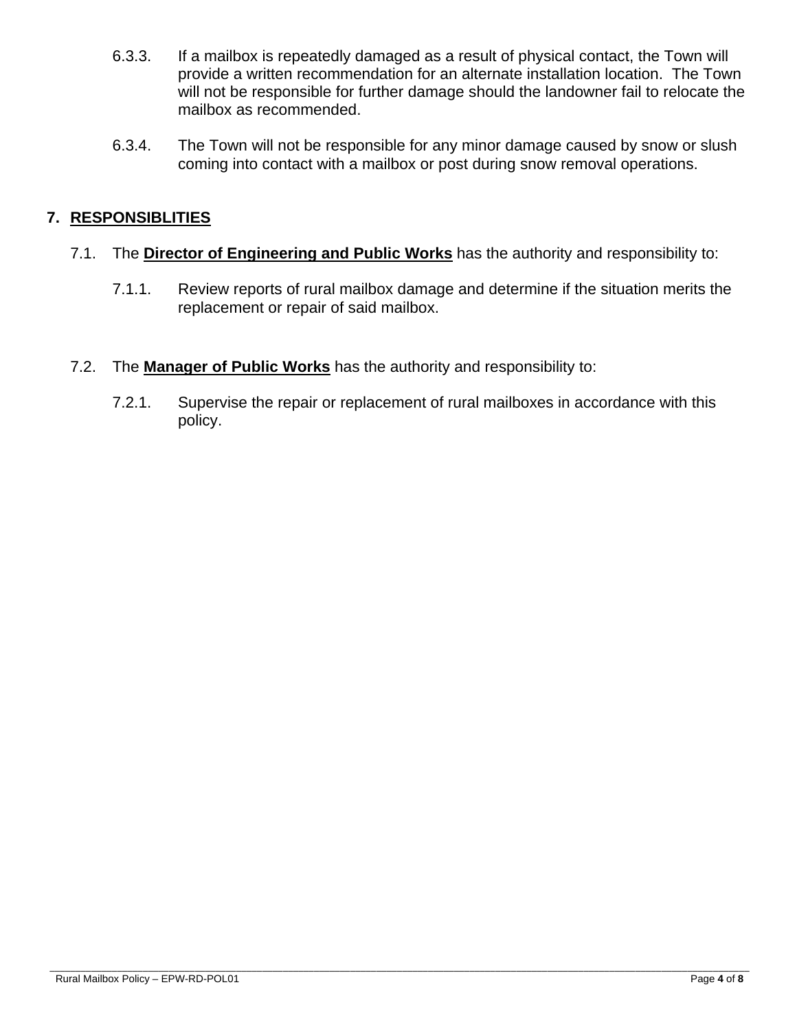6.3.3. If a mailbox is repeatedly damaged as a result of physical contact, the Town will provide a written recommendation for an alternate installation location. The Town will not be responsible for further damage should the landowner fail to relocate the mailbox as recommended.

6.3.4. The Town will not be responsible for any minor damage caused by snow or slush coming into contact with a mailbox or post during snow removal operations.

## 7. RESPONSIBLITIES

7.1. The **Director of Engineering and Public Works** has the authority and responsibility to:

7.1.1. Review reports of rural mailbox damage and determine if the situation merits the replacement or repair of said mailbox.

7.2. The **Manager of Public Works** has the authority and responsibility to:

7.2.1. Supervise the repair or replacement of rural mailboxes in accordance with this policy.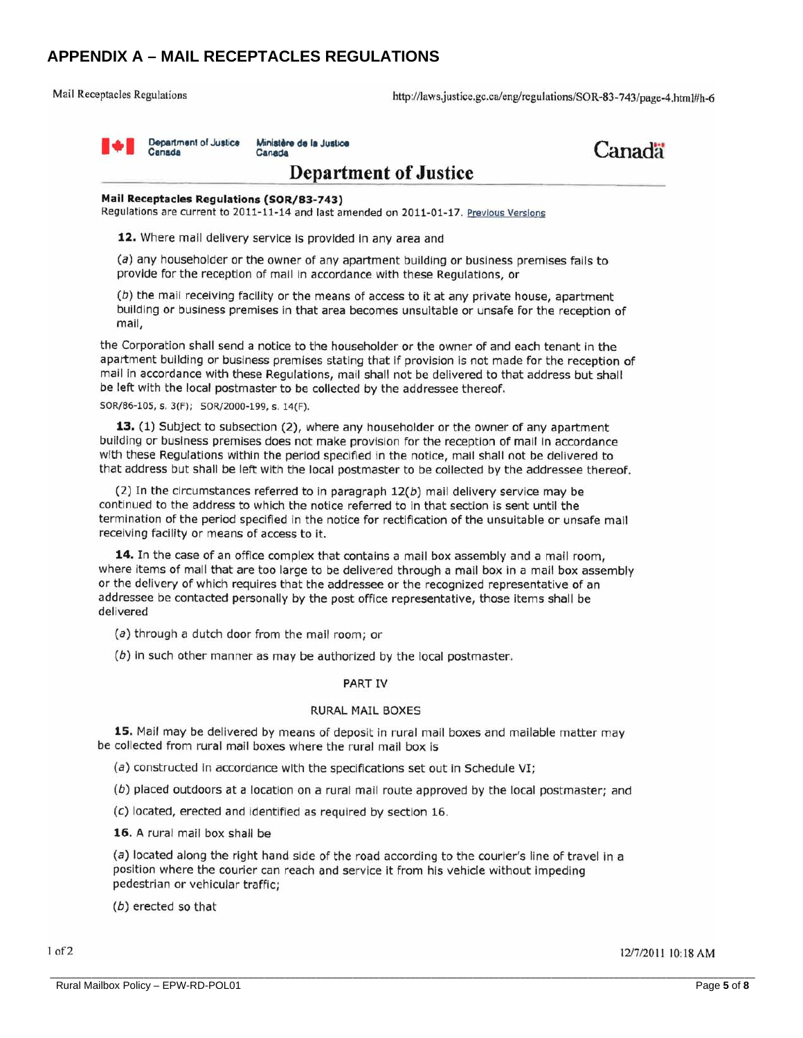## APPENDIX A – MAIL RECEPTACLES REGULATIONS

Department of Justice Canada | Ministère de la Justice Canada

### Department of Justice

**Mail Receptacles Regulations (SOR/83-743)**
Regulations are current to 2011-11-14 and last amended on 2011-01-17. Previous Versions

**12.** Where mail delivery service is provided in any area and

(*a*) any householder or the owner of any apartment building or business premises fails to provide for the reception of mail in accordance with these Regulations, or

(*b*) the mail receiving facility or the means of access to it at any private house, apartment building or business premises in that area becomes unsuitable or unsafe for the reception of mail,

the Corporation shall send a notice to the householder or the owner of and each tenant in the apartment building or business premises stating that if provision is not made for the reception of mail in accordance with these Regulations, mail shall not be delivered to that address but shall be left with the local postmaster to be collected by the addressee thereof.

SOR/86-105, s. 3(F); SOR/2000-199, s. 14(F).

**13.** (1) Subject to subsection (2), where any householder or the owner of any apartment building or business premises does not make provision for the reception of mail in accordance with these Regulations within the period specified in the notice, mail shall not be delivered to that address but shall be left with the local postmaster to be collected by the addressee thereof.

(2) In the circumstances referred to in paragraph 12(*b*) mail delivery service may be continued to the address to which the notice referred to in that section is sent until the termination of the period specified in the notice for rectification of the unsuitable or unsafe mail receiving facility or means of access to it.

**14.** In the case of an office complex that contains a mail box assembly and a mail room, where items of mail that are too large to be delivered through a mail box in a mail box assembly or the delivery of which requires that the addressee or the recognized representative of an addressee be contacted personally by the post office representative, those items shall be delivered

(*a*) through a dutch door from the mail room; or

(*b*) in such other manner as may be authorized by the local postmaster.

PART IV

RURAL MAIL BOXES

**15.** Mail may be delivered by means of deposit in rural mail boxes and mailable matter may be collected from rural mail boxes where the rural mail box is

(*a*) constructed in accordance with the specifications set out in Schedule VI;

(*b*) placed outdoors at a location on a rural mail route approved by the local postmaster; and

(*c*) located, erected and identified as required by section 16.

**16.** A rural mail box shall be

(*a*) located along the right hand side of the road according to the courier's line of travel in a position where the courier can reach and service it from his vehicle without impeding pedestrian or vehicular traffic;

(*b*) erected so that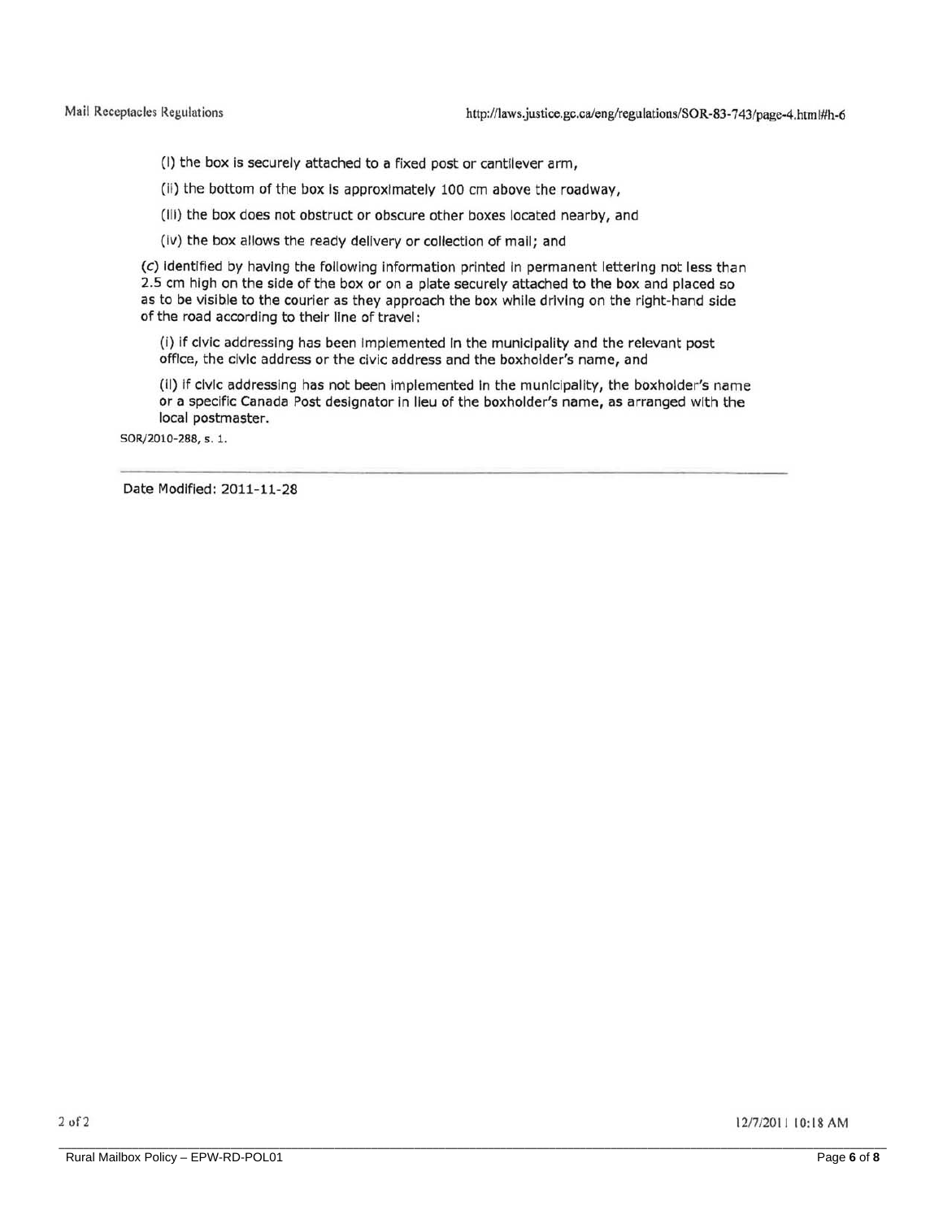(i) the box is securely attached to a fixed post or cantilever arm,

(ii) the bottom of the box is approximately 100 cm above the roadway,

(iii) the box does not obstruct or obscure other boxes located nearby, and

(iv) the box allows the ready delivery or collection of mail; and

(*c*) identified by having the following information printed in permanent lettering not less than 2.5 cm high on the side of the box or on a plate securely attached to the box and placed so as to be visible to the courier as they approach the box while driving on the right-hand side of the road according to their line of travel:

(i) if civic addressing has been implemented in the municipality and the relevant post office, the civic address or the civic address and the boxholder's name, and

(ii) if civic addressing has not been implemented in the municipality, the boxholder's name or a specific Canada Post designator in lieu of the boxholder's name, as arranged with the local postmaster.

SOR/2010-288, s. 1.

---

Date Modified: 2011-11-28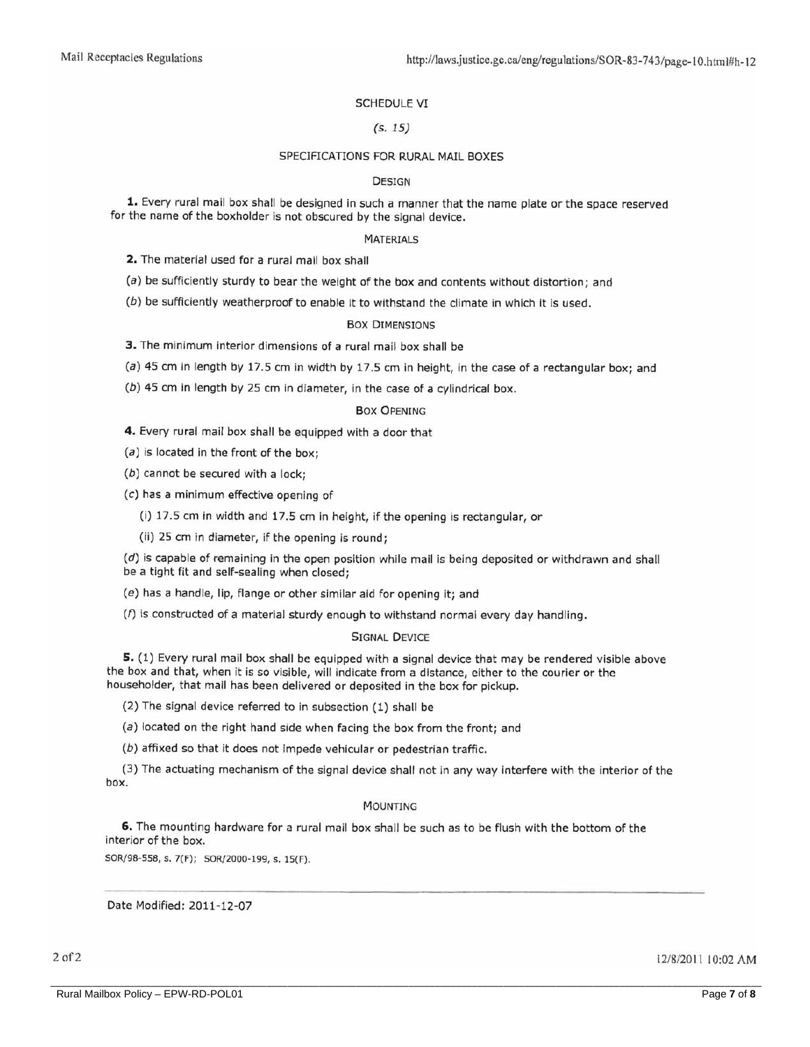## SCHEDULE VI

*(s. 15)*

## SPECIFICATIONS FOR RURAL MAIL BOXES

### Design

**1.** Every rural mail box shall be designed in such a manner that the name plate or the space reserved for the name of the boxholder is not obscured by the signal device.

### Materials

**2.** The material used for a rural mail box shall

(*a*) be sufficiently sturdy to bear the weight of the box and contents without distortion; and

(*b*) be sufficiently weatherproof to enable it to withstand the climate in which it is used.

### Box Dimensions

**3.** The minimum interior dimensions of a rural mail box shall be

(*a*) 45 cm in length by 17.5 cm in width by 17.5 cm in height, in the case of a rectangular box; and

(*b*) 45 cm in length by 25 cm in diameter, in the case of a cylindrical box.

### Box Opening

**4.** Every rural mail box shall be equipped with a door that

(*a*) is located in the front of the box;

(*b*) cannot be secured with a lock;

(*c*) has a minimum effective opening of

(i) 17.5 cm in width and 17.5 cm in height, if the opening is rectangular, or

(ii) 25 cm in diameter, if the opening is round;

(*d*) is capable of remaining in the open position while mail is being deposited or withdrawn and shall be a tight fit and self-sealing when closed;

(*e*) has a handle, lip, flange or other similar aid for opening it; and

(*f*) is constructed of a material sturdy enough to withstand normal every day handling.

### Signal Device

**5.** (1) Every rural mail box shall be equipped with a signal device that may be rendered visible above the box and that, when it is so visible, will indicate from a distance, either to the courier or the householder, that mail has been delivered or deposited in the box for pickup.

(2) The signal device referred to in subsection (1) shall be

(*a*) located on the right hand side when facing the box from the front; and

(*b*) affixed so that it does not impede vehicular or pedestrian traffic.

(3) The actuating mechanism of the signal device shall not in any way interfere with the interior of the box.

### Mounting

**6.** The mounting hardware for a rural mail box shall be such as to be flush with the bottom of the interior of the box.

SOR/98-558, s. 7(F); SOR/2000-199, s. 15(F).

---

Date Modified: 2011-12-07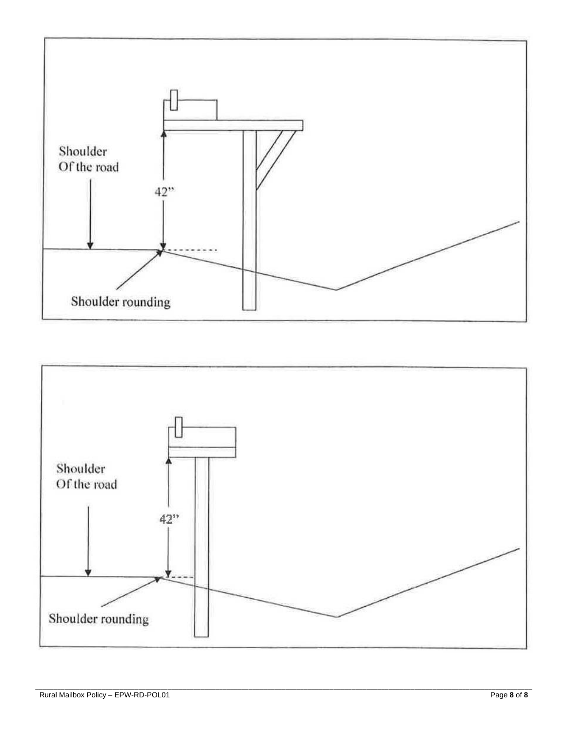Shoulder
Of the road

42"

Shoulder rounding

Shoulder
Of the road

42"

Shoulder rounding